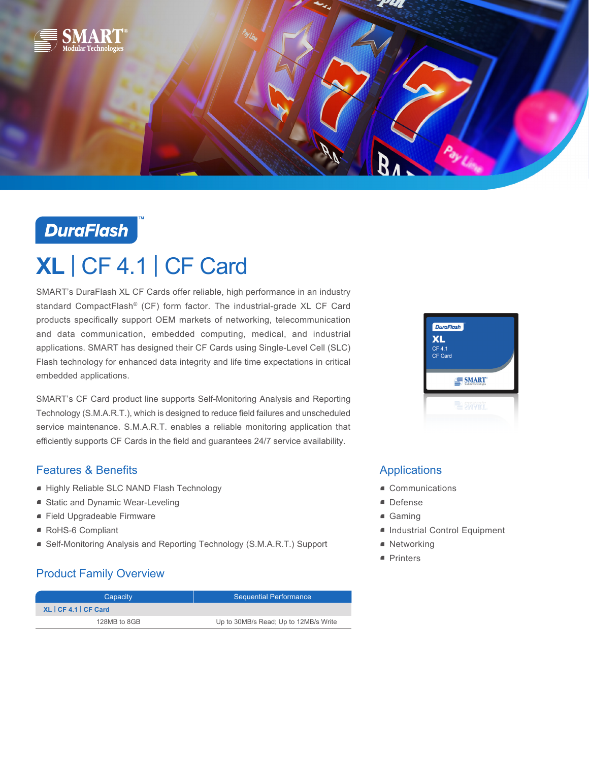# DuraFlash™

# XL | CF 4.1 | CF Card

SMART's DuraFlash XL CF Cards offer reliable, high performance in an industry standard CompactFlash® (CF) form factor. The industrial-grade XL CF Card products specifically support OEM markets of networking, telecommunication and data communication, embedded computing, medical, and industrial applications. SMART has designed their CF Cards using Single-Level Cell (SLC) Flash technology for enhanced data integrity and life time expectations in critical embedded applications.

SMART's CF Card product line supports Self-Monitoring Analysis and Reporting Technology (S.M.A.R.T.), which is designed to reduce field failures and unscheduled service maintenance. S.M.A.R.T. enables a reliable monitoring application that efficiently supports CF Cards in the field and guarantees 24/7 service availability.

## Features & Benefits

- Highly Reliable SLC NAND Flash Technology
- Static and Dynamic Wear-Leveling
- Field Upgradeable Firmware
- RoHS-6 Compliant
- Self-Monitoring Analysis and Reporting Technology (S.M.A.R.T.) Support

## Applications

- Communications
- Defense
- Gaming
- Industrial Control Equipment
- Networking
- Printers

## Product Family Overview

| Capacity | Sequential Performance |
|---|---|
| **XL \| CF 4.1 \| CF Card** | |
| 128MB to 8GB | Up to 30MB/s Read; Up to 12MB/s Write |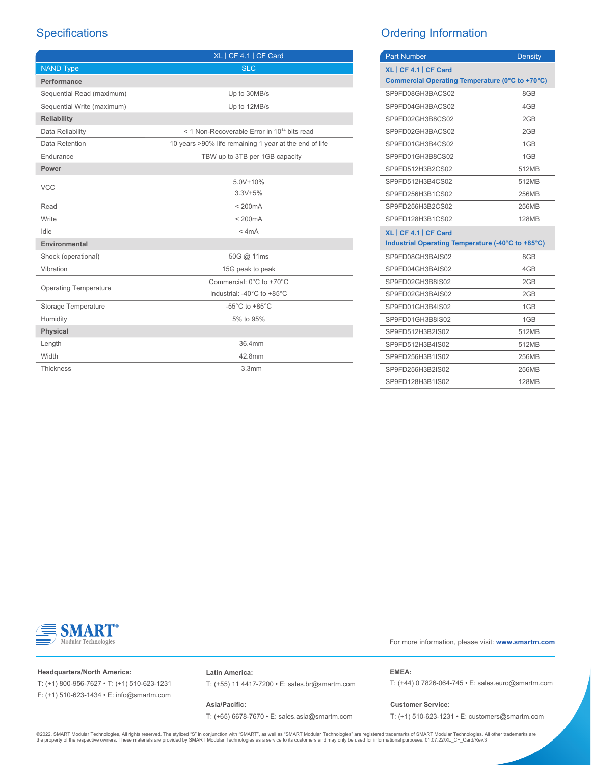## Specifications

| | XL \| CF 4.1 \| CF Card |
|---|---|
| NAND Type | SLC |
| **Performance** | |
| Sequential Read (maximum) | Up to 30MB/s |
| Sequential Write (maximum) | Up to 12MB/s |
| **Reliability** | |
| Data Reliability | < 1 Non-Recoverable Error in $10^{14}$ bits read |
| Data Retention | 10 years >90% life remaining 1 year at the end of life |
| Endurance | TBW up to 3TB per 1GB capacity |
| **Power** | |
| VCC | 5.0V+10%<br>3.3V+5% |
| Read | < 200mA |
| Write | < 200mA |
| Idle | < 4mA |
| **Environmental** | |
| Shock (operational) | 50G @ 11ms |
| Vibration | 15G peak to peak |
| Operating Temperature | Commercial: 0°C to +70°C<br>Industrial: -40°C to +85°C |
| Storage Temperature | -55°C to +85°C |
| Humidity | 5% to 95% |
| **Physical** | |
| Length | 36.4mm |
| Width | 42.8mm |
| Thickness | 3.3mm |

## Ordering Information

| Part Number | Density |
|---|---|
| **XL \| CF 4.1 \| CF Card<br>Commercial Operating Temperature (0°C to +70°C)** | |
| SP9FD08GH3BACS02 | 8GB |
| SP9FD04GH3BACS02 | 4GB |
| SP9FD02GH3B8CS02 | 2GB |
| SP9FD02GH3BACS02 | 2GB |
| SP9FD01GH3B4CS02 | 1GB |
| SP9FD01GH3B8CS02 | 1GB |
| SP9FD512H3B2CS02 | 512MB |
| SP9FD512H3B4CS02 | 512MB |
| SP9FD256H3B1CS02 | 256MB |
| SP9FD256H3B2CS02 | 256MB |
| SP9FD128H3B1CS02 | 128MB |
| **XL \| CF 4.1 \| CF Card<br>Industrial Operating Temperature (-40°C to +85°C)** | |
| SP9FD08GH3BAIS02 | 8GB |
| SP9FD04GH3BAIS02 | 4GB |
| SP9FD02GH3B8IS02 | 2GB |
| SP9FD02GH3BAIS02 | 2GB |
| SP9FD01GH3B4IS02 | 1GB |
| SP9FD01GH3B8IS02 | 1GB |
| SP9FD512H3B2IS02 | 512MB |
| SP9FD512H3B4IS02 | 512MB |
| SP9FD256H3B1IS02 | 256MB |
| SP9FD256H3B2IS02 | 256MB |
| SP9FD128H3B1IS02 | 128MB |

SMART® Modular Technologies

For more information, please visit: **www.smartm.com**

**Headquarters/North America:**
T: (+1) 800-956-7627 • T: (+1) 510-623-1231
F: (+1) 510-623-1434 • E: info@smartm.com

**Latin America:**
T: (+55) 11 4417-7200 • E: sales.br@smartm.com

**Asia/Pacific:**
T: (+65) 6678-7670 • E: sales.asia@smartm.com

**EMEA:**
T: (+44) 0 7826-064-745 • E: sales.euro@smartm.com

**Customer Service:**
T: (+1) 510-623-1231 • E: customers@smartm.com

©2022, SMART Modular Technologies, All rights reserved. The stylized "S" in conjunction with "SMART", as well as "SMART Modular Technologies" are registered trademarks of SMART Modular Technologies. All other trademarks are the property of the respective owners. These materials are provided by SMART Modular Technologies as a service to its customers and may only be used for informational purposes. 01.07.22/XL_CF_Card/Rev.3